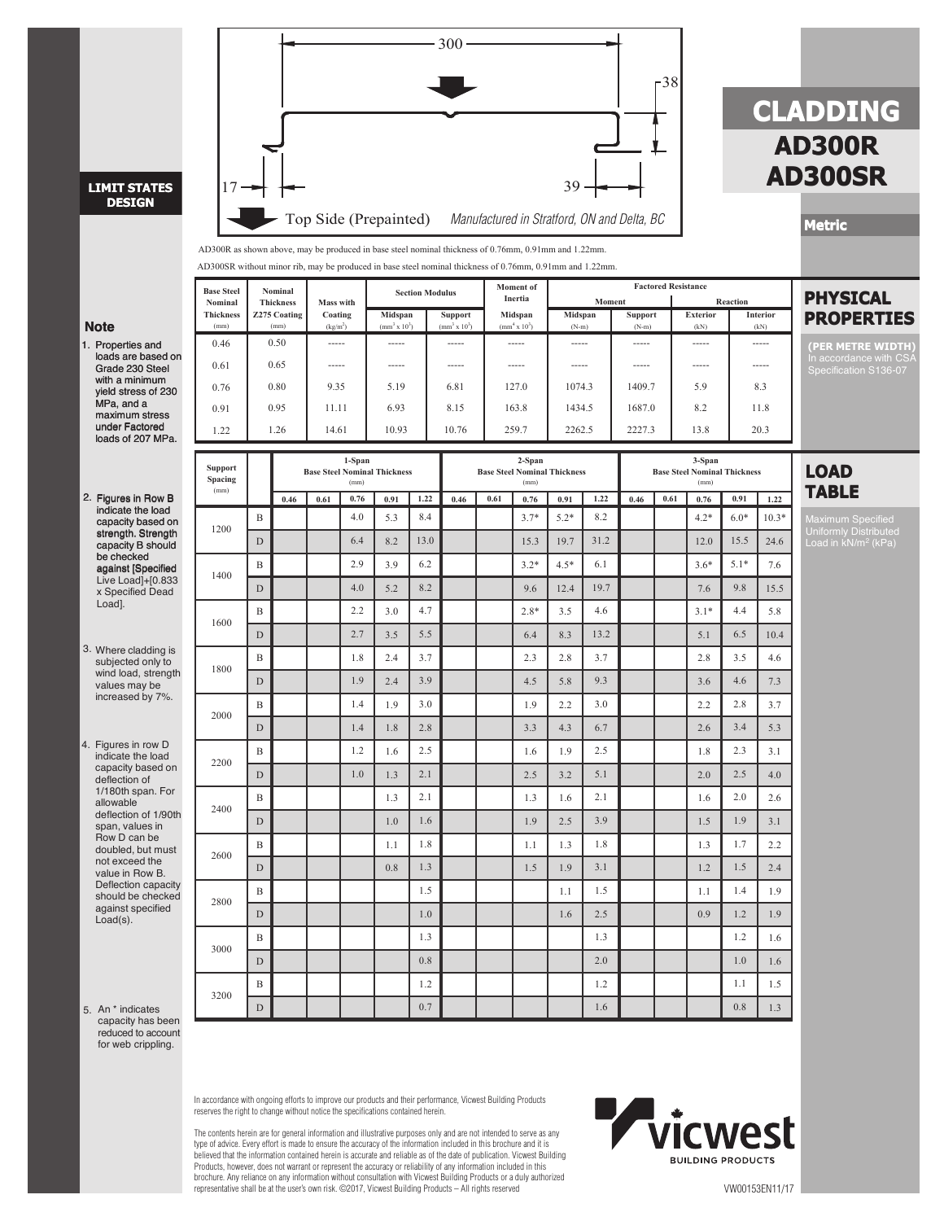# CLADDING

## AD300R
## AD300SR

**Metric**

**LIMIT STATES DESIGN**

300

38

17

39

Top Side (Prepainted) *Manufactured in Stratford, ON and Delta, BC*

AD300R as shown above, may be produced in base steel nominal thickness of 0.76mm, 0.91mm and 1.22mm.

AD300SR without minor rib, may be produced in base steel nominal thickness of 0.76mm, 0.91mm and 1.22mm.

## PHYSICAL PROPERTIES

**(PER METRE WIDTH)** In accordance with CSA Specification S136-07

| Base Steel Nominal Thickness (mm) | Nominal Thickness Z275 Coating (mm) | Mass with Coating (kg/m²) | Section Modulus Midspan (mm³ x 10³) | Section Modulus Support (mm³ x 10³) | Moment of Inertia Midspan (mm⁴ x 10³) | Factored Resistance Moment Midspan (N-m) | Factored Resistance Moment Support (N-m) | Factored Resistance Reaction Exterior (kN) | Factored Resistance Reaction Interior (kN) |
|---|---|---|---|---|---|---|---|---|---|
| 0.46 | 0.50 | ----- | ----- | ----- | ----- | ----- | ----- | ----- | ----- |
| 0.61 | 0.65 | ----- | ----- | ----- | ----- | ----- | ----- | ----- | ----- |
| 0.76 | 0.80 | 9.35 | 5.19 | 6.81 | 127.0 | 1074.3 | 1409.7 | 5.9 | 8.3 |
| 0.91 | 0.95 | 11.11 | 6.93 | 8.15 | 163.8 | 1434.5 | 1687.0 | 8.2 | 11.8 |
| 1.22 | 1.26 | 14.61 | 10.93 | 10.76 | 259.7 | 2262.5 | 2227.3 | 13.8 | 20.3 |

## LOAD TABLE

Maximum Specified Uniformly Distributed Load in kN/m² (kPa)

| Support Spacing (mm) | | 1-Span Base Steel Nominal Thickness (mm) | | | | | 2-Span Base Steel Nominal Thickness (mm) | | | | | 3-Span Base Steel Nominal Thickness (mm) | | | | |
|---|---|---|---|---|---|---|---|---|---|---|---|---|---|---|---|---|
| | | 0.46 | 0.61 | 0.76 | 0.91 | 1.22 | 0.46 | 0.61 | 0.76 | 0.91 | 1.22 | 0.46 | 0.61 | 0.76 | 0.91 | 1.22 |
| 1200 | B | | | 4.0 | 5.3 | 8.4 | | | 3.7* | 5.2* | 8.2 | | | 4.2* | 6.0* | 10.3* |
| | D | | | 6.4 | 8.2 | 13.0 | | | 15.3 | 19.7 | 31.2 | | | 12.0 | 15.5 | 24.6 |
| 1400 | B | | | 2.9 | 3.9 | 6.2 | | | 3.2* | 4.5* | 6.1 | | | 3.6* | 5.1* | 7.6 |
| | D | | | 4.0 | 5.2 | 8.2 | | | 9.6 | 12.4 | 19.7 | | | 7.6 | 9.8 | 15.5 |
| 1600 | B | | | 2.2 | 3.0 | 4.7 | | | 2.8* | 3.5 | 4.6 | | | 3.1* | 4.4 | 5.8 |
| | D | | | 2.7 | 3.5 | 5.5 | | | 6.4 | 8.3 | 13.2 | | | 5.1 | 6.5 | 10.4 |
| 1800 | B | | | 1.8 | 2.4 | 3.7 | | | 2.3 | 2.8 | 3.7 | | | 2.8 | 3.5 | 4.6 |
| | D | | | 1.9 | 2.4 | 3.9 | | | 4.5 | 5.8 | 9.3 | | | 3.6 | 4.6 | 7.3 |
| 2000 | B | | | 1.4 | 1.9 | 3.0 | | | 1.9 | 2.2 | 3.0 | | | 2.2 | 2.8 | 3.7 |
| | D | | | 1.4 | 1.8 | 2.8 | | | 3.3 | 4.3 | 6.7 | | | 2.6 | 3.4 | 5.3 |
| 2200 | B | | | 1.2 | 1.6 | 2.5 | | | 1.6 | 1.9 | 2.5 | | | 1.8 | 2.3 | 3.1 |
| | D | | | 1.0 | 1.3 | 2.1 | | | 2.5 | 3.2 | 5.1 | | | 2.0 | 2.5 | 4.0 |
| 2400 | B | | | | 1.3 | 2.1 | | | 1.3 | 1.6 | 2.1 | | | 1.6 | 2.0 | 2.6 |
| | D | | | | 1.0 | 1.6 | | | 1.9 | 2.5 | 3.9 | | | 1.5 | 1.9 | 3.1 |
| 2600 | B | | | | 1.1 | 1.8 | | | 1.1 | 1.3 | 1.8 | | | 1.3 | 1.7 | 2.2 |
| | D | | | | 0.8 | 1.3 | | | 1.5 | 1.9 | 3.1 | | | 1.2 | 1.5 | 2.4 |
| 2800 | B | | | | | 1.5 | | | | 1.1 | 1.5 | | | 1.1 | 1.4 | 1.9 |
| | D | | | | | 1.0 | | | | 1.6 | 2.5 | | | 0.9 | 1.2 | 1.9 |
| 3000 | B | | | | | 1.3 | | | | | 1.3 | | | | 1.2 | 1.6 |
| | D | | | | | 0.8 | | | | | 2.0 | | | | 1.0 | 1.6 |
| 3200 | B | | | | | 1.2 | | | | | 1.2 | | | | 1.1 | 1.5 |
| | D | | | | | 0.7 | | | | | 1.6 | | | | 0.8 | 1.3 |

## Note

1. Properties and loads are based on Grade 230 Steel with a minimum yield stress of 230 MPa, and a maximum stress under Factored loads of 207 MPa.
2. Figures in Row B indicate the load capacity based on strength. Strength capacity B should be checked against [Specified Live Load]+[0.833 x Specified Dead Load].
3. Where cladding is subjected only to wind load, strength values may be increased by 7%.
4. Figures in row D indicate the load capacity based on deflection of 1/180th span. For allowable deflection of 1/90th span, values in Row D can be doubled, but must not exceed the value in Row B. Deflection capacity should be checked against specified Load(s).
5. An * indicates capacity has been reduced to account for web crippling.

In accordance with ongoing efforts to improve our products and their performance, Vicwest Building Products reserves the right to change without notice the specifications contained herein.

The contents herein are for general information and illustrative purposes only and are not intended to serve as any type of advice. Every effort is made to ensure the accuracy of the information included in this brochure and it is believed that the information contained herein is accurate and reliable as of the date of publication. Vicwest Building Products, however, does not warrant or represent the accuracy or reliability of any information included in this brochure. Any reliance on any information without consultation with Vicwest Building Products or a duly authorized representative shall be at the user's own risk. ©2017, Vicwest Building Products – All rights reserved

vicwest BUILDING PRODUCTS

VW00153EN11/17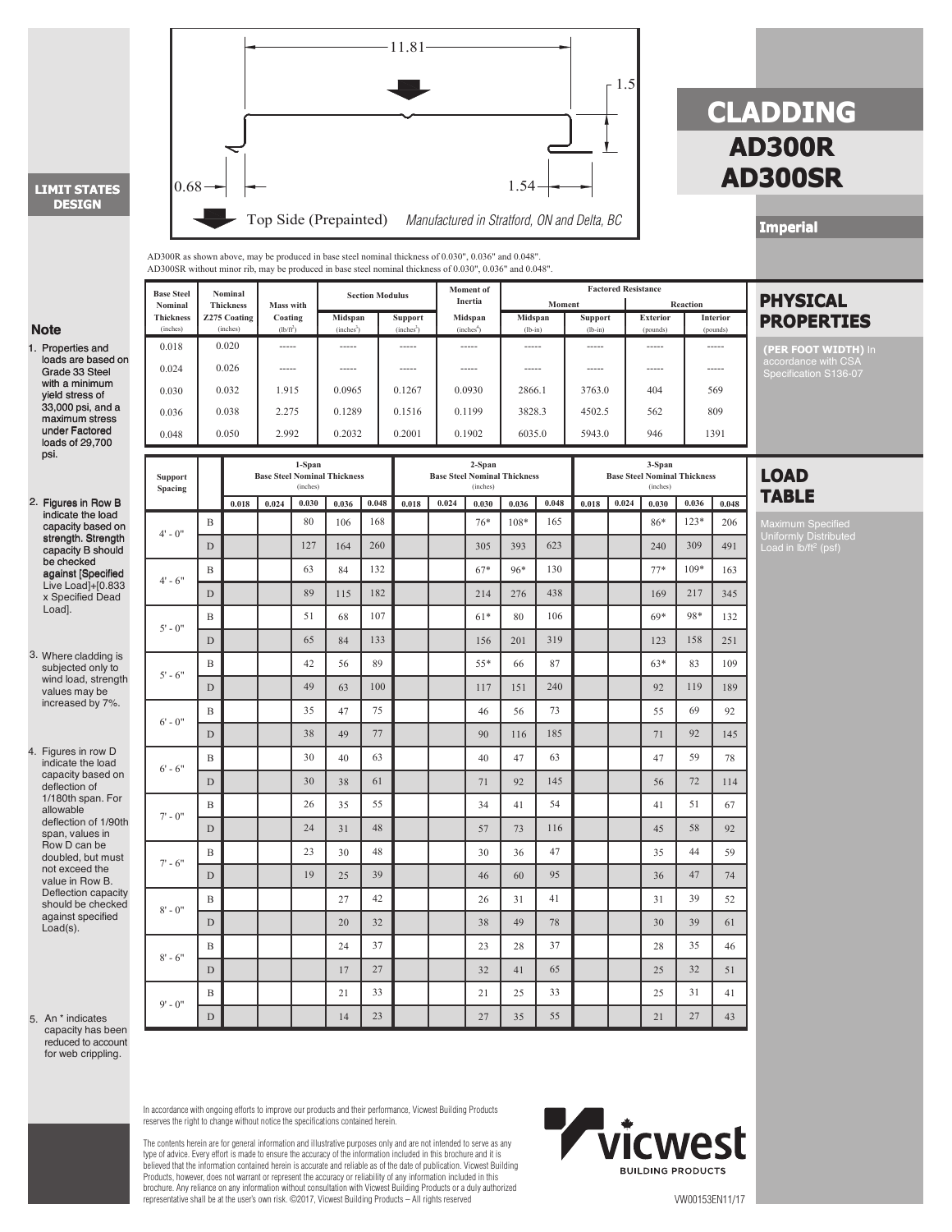# CLADDING

## AD300R
## AD300SR

**Imperial**

**LIMIT STATES DESIGN**

11.81

1.5

0.68

1.54

Top Side (Prepainted)

*Manufactured in Stratford, ON and Delta, BC*

AD300R as shown above, may be produced in base steel nominal thickness of 0.030", 0.036" and 0.048".
AD300SR without minor rib, may be produced in base steel nominal thickness of 0.030", 0.036" and 0.048".

## PHYSICAL PROPERTIES

**(PER FOOT WIDTH)** In accordance with CSA Specification S136-07

| Base Steel Nominal Thickness (inches) | Nominal Thickness Z275 Coating (inches) | Mass with Coating ($lb/ft^2$) | Section Modulus Midspan ($inches^3$) | Section Modulus Support ($inches^3$) | Moment of Inertia Midspan ($inches^4$) | Factored Resistance Moment Midspan (lb-in) | Factored Resistance Moment Support (lb-in) | Factored Resistance Reaction Exterior (pounds) | Factored Resistance Reaction Interior (pounds) |
|---|---|---|---|---|---|---|---|---|---|
| 0.018 | 0.020 | ----- | ----- | ----- | ----- | ----- | ----- | ----- | ----- |
| 0.024 | 0.026 | ----- | ----- | ----- | ----- | ----- | ----- | ----- | ----- |
| 0.030 | 0.032 | 1.915 | 0.0965 | 0.1267 | 0.0930 | 2866.1 | 3763.0 | 404 | 569 |
| 0.036 | 0.038 | 2.275 | 0.1289 | 0.1516 | 0.1199 | 3828.3 | 4502.5 | 562 | 809 |
| 0.048 | 0.050 | 2.992 | 0.2032 | 0.2001 | 0.1902 | 6035.0 | 5943.0 | 946 | 1391 |

## LOAD TABLE

Maximum Specified Uniformly Distributed Load in $lb/ft^2$ (psf)

| Support Spacing | | 1-Span Base Steel Nominal Thickness (inches) | | | | | 2-Span Base Steel Nominal Thickness (inches) | | | | | 3-Span Base Steel Nominal Thickness (inches) | | | | |
|---|---|---|---|---|---|---|---|---|---|---|---|---|---|---|---|---|
| | | 0.018 | 0.024 | 0.030 | 0.036 | 0.048 | 0.018 | 0.024 | 0.030 | 0.036 | 0.048 | 0.018 | 0.024 | 0.030 | 0.036 | 0.048 |
| 4' - 0" | B | | | 80 | 106 | 168 | | | 76* | 108* | 165 | | | 86* | 123* | 206 |
| | D | | | 127 | 164 | 260 | | | 305 | 393 | 623 | | | 240 | 309 | 491 |
| 4' - 6" | B | | | 63 | 84 | 132 | | | 67* | 96* | 130 | | | 77* | 109* | 163 |
| | D | | | 89 | 115 | 182 | | | 214 | 276 | 438 | | | 169 | 217 | 345 |
| 5' - 0" | B | | | 51 | 68 | 107 | | | 61* | 80 | 106 | | | 69* | 98* | 132 |
| | D | | | 65 | 84 | 133 | | | 156 | 201 | 319 | | | 123 | 158 | 251 |
| 5' - 6" | B | | | 42 | 56 | 89 | | | 55* | 66 | 87 | | | 63* | 83 | 109 |
| | D | | | 49 | 63 | 100 | | | 117 | 151 | 240 | | | 92 | 119 | 189 |
| 6' - 0" | B | | | 35 | 47 | 75 | | | 46 | 56 | 73 | | | 55 | 69 | 92 |
| | D | | | 38 | 49 | 77 | | | 90 | 116 | 185 | | | 71 | 92 | 145 |
| 6' - 6" | B | | | 30 | 40 | 63 | | | 40 | 47 | 63 | | | 47 | 59 | 78 |
| | D | | | 30 | 38 | 61 | | | 71 | 92 | 145 | | | 56 | 72 | 114 |
| 7' - 0" | B | | | 26 | 35 | 55 | | | 34 | 41 | 54 | | | 41 | 51 | 67 |
| | D | | | 24 | 31 | 48 | | | 57 | 73 | 116 | | | 45 | 58 | 92 |
| 7' - 6" | B | | | 23 | 30 | 48 | | | 30 | 36 | 47 | | | 35 | 44 | 59 |
| | D | | | 19 | 25 | 39 | | | 46 | 60 | 95 | | | 36 | 47 | 74 |
| 8' - 0" | B | | | | 27 | 42 | | | 26 | 31 | 41 | | | 31 | 39 | 52 |
| | D | | | | 20 | 32 | | | 38 | 49 | 78 | | | 30 | 39 | 61 |
| 8' - 6" | B | | | | 24 | 37 | | | 23 | 28 | 37 | | | 28 | 35 | 46 |
| | D | | | | 17 | 27 | | | 32 | 41 | 65 | | | 25 | 32 | 51 |
| 9' - 0" | B | | | | 21 | 33 | | | 21 | 25 | 33 | | | 25 | 31 | 41 |
| | D | | | | 14 | 23 | | | 27 | 35 | 55 | | | 21 | 27 | 43 |

### Note

1. Properties and loads are based on Grade 33 Steel with a minimum yield stress of 33,000 psi, and a maximum stress under Factored loads of 29,700 psi.
2. Figures in Row B indicate the load capacity based on strength. Strength capacity B should be checked against [Specified Live Load]+[0.833 x Specified Dead Load].
3. Where cladding is subjected only to wind load, strength values may be increased by 7%.
4. Figures in row D indicate the load capacity based on deflection of 1/180th span. For allowable deflection of 1/90th span, values in Row D can be doubled, but must not exceed the value in Row B. Deflection capacity should be checked against specified Load(s).
5. An * indicates capacity has been reduced to account for web crippling.

In accordance with ongoing efforts to improve our products and their performance, Vicwest Building Products reserves the right to change without notice the specifications contained herein.

The contents herein are for general information and illustrative purposes only and are not intended to serve as any type of advice. Every effort is made to ensure the accuracy of the information included in this brochure and it is believed that the information contained herein is accurate and reliable as of the date of publication. Vicwest Building Products, however, does not warrant or represent the accuracy or reliability of any information included in this brochure. Any reliance on any information without consultation with Vicwest Building Products or a duly authorized representative shall be at the user's own risk. ©2017, Vicwest Building Products – All rights reserved

vicwest BUILDING PRODUCTS

VW00153EN11/17